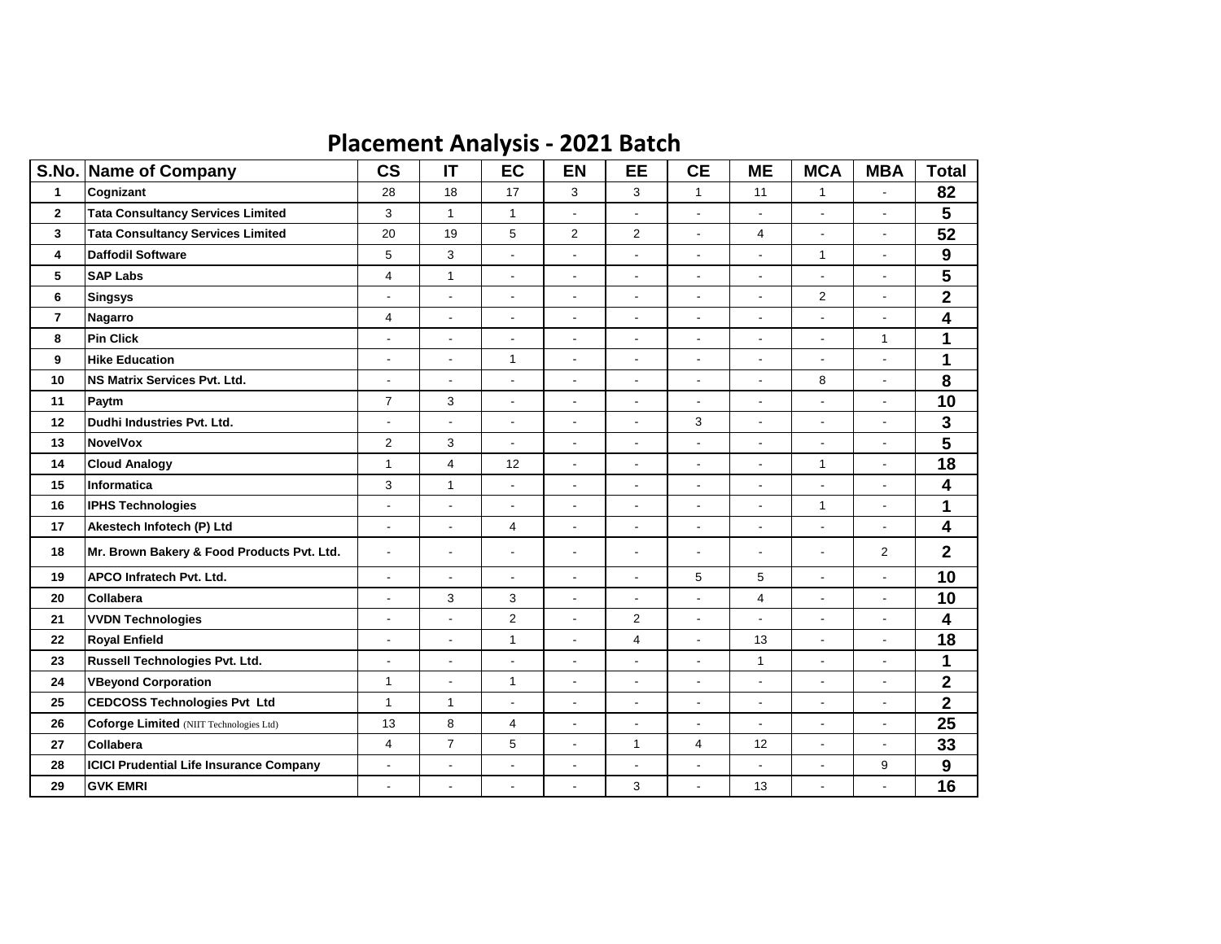# Placement Analysis - 2021 Batch

| S.No. | Name of Company | CS | IT | EC | EN | EE | CE | ME | MCA | MBA | Total |
|---|---|---|---|---|---|---|---|---|---|---|---|
| 1 | Cognizant | 28 | 18 | 17 | 3 | 3 | 1 | 11 | 1 | - | 82 |
| 2 | Tata Consultancy Services Limited | 3 | 1 | 1 | - | - | - | - | - | - | 5 |
| 3 | Tata Consultancy Services Limited | 20 | 19 | 5 | 2 | 2 | - | 4 | - | - | 52 |
| 4 | Daffodil Software | 5 | 3 | - | - | - | - | - | 1 | - | 9 |
| 5 | SAP Labs | 4 | 1 | - | - | - | - | - | - | - | 5 |
| 6 | Singsys | - | - | - | - | - | - | - | 2 | - | 2 |
| 7 | Nagarro | 4 | - | - | - | - | - | - | - | - | 4 |
| 8 | Pin Click | - | - | - | - | - | - | - | - | 1 | 1 |
| 9 | Hike Education | - | - | 1 | - | - | - | - | - | - | 1 |
| 10 | NS Matrix Services Pvt. Ltd. | - | - | - | - | - | - | - | 8 | - | 8 |
| 11 | Paytm | 7 | 3 | - | - | - | - | - | - | - | 10 |
| 12 | Dudhi Industries Pvt. Ltd. | - | - | - | - | - | 3 | - | - | - | 3 |
| 13 | NovelVox | 2 | 3 | - | - | - | - | - | - | - | 5 |
| 14 | Cloud Analogy | 1 | 4 | 12 | - | - | - | - | 1 | - | 18 |
| 15 | Informatica | 3 | 1 | - | - | - | - | - | - | - | 4 |
| 16 | IPHS Technologies | - | - | - | - | - | - | - | 1 | - | 1 |
| 17 | Akestech Infotech (P) Ltd | - | - | 4 | - | - | - | - | - | - | 4 |
| 18 | Mr. Brown Bakery & Food Products Pvt. Ltd. | - | - | - | - | - | - | - | - | 2 | 2 |
| 19 | APCO Infratech Pvt. Ltd. | - | - | - | - | - | 5 | 5 | - | - | 10 |
| 20 | Collabera | - | 3 | 3 | - | - | - | 4 | - | - | 10 |
| 21 | VVDN Technologies | - | - | 2 | - | 2 | - | - | - | - | 4 |
| 22 | Royal Enfield | - | - | 1 | - | 4 | - | 13 | - | - | 18 |
| 23 | Russell Technologies Pvt. Ltd. | - | - | - | - | - | - | 1 | - | - | 1 |
| 24 | VBeyond Corporation | 1 | - | 1 | - | - | - | - | - | - | 2 |
| 25 | CEDCOSS Technologies Pvt Ltd | 1 | 1 | - | - | - | - | - | - | - | 2 |
| 26 | Coforge Limited (NIIT Technologies Ltd) | 13 | 8 | 4 | - | - | - | - | - | - | 25 |
| 27 | Collabera | 4 | 7 | 5 | - | 1 | 4 | 12 | - | - | 33 |
| 28 | ICICI Prudential Life Insurance Company | - | - | - | - | - | - | - | - | 9 | 9 |
| 29 | GVK EMRI | - | - | - | - | 3 | - | 13 | - | - | 16 |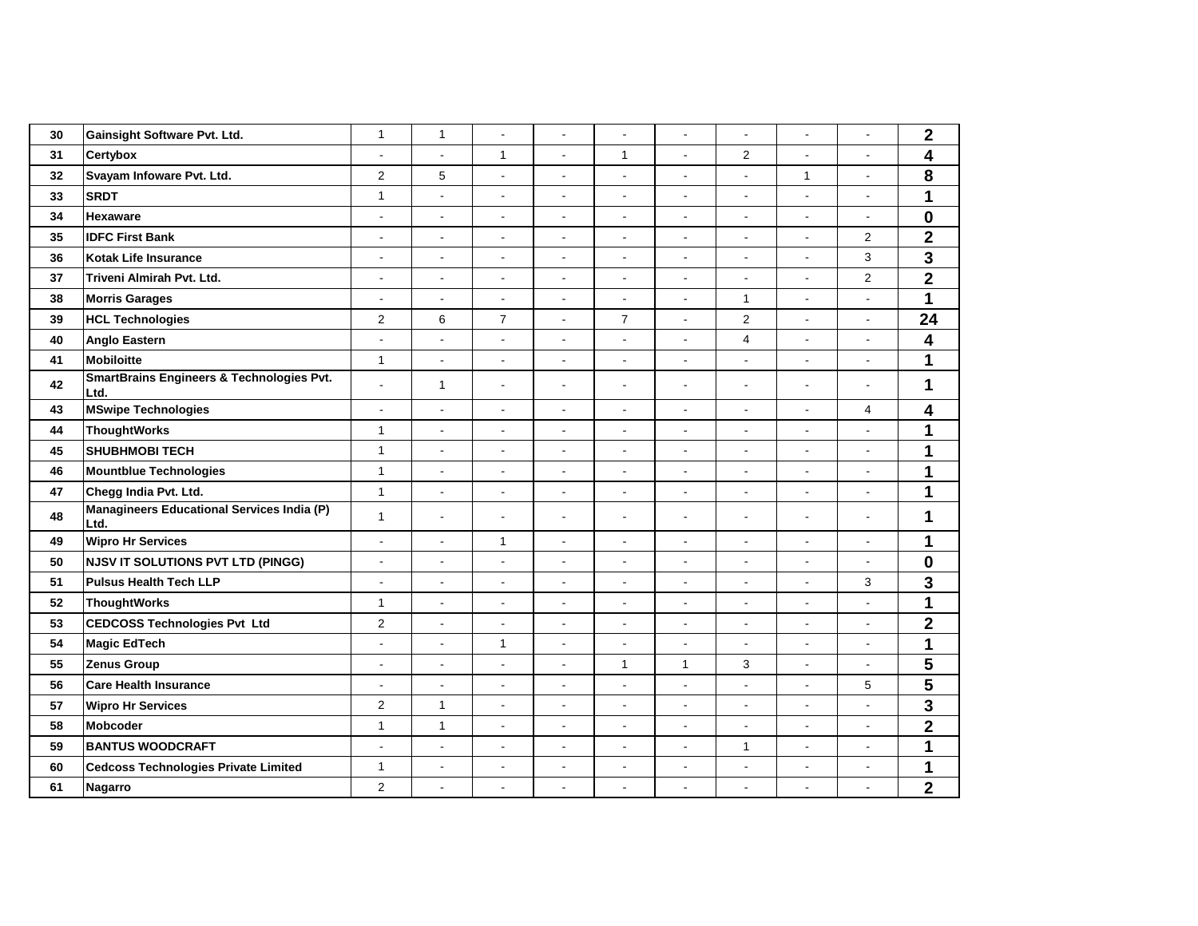| | | | | | | | | | | | |
|---|---|---|---|---|---|---|---|---|---|---|---|
| 30 | Gainsight Software Pvt. Ltd. | 1 | 1 | - | - | - | - | - | - | - | **2** |
| 31 | Certybox | - | - | 1 | - | 1 | - | 2 | - | - | **4** |
| 32 | Svayam Infoware Pvt. Ltd. | 2 | 5 | - | - | - | - | - | 1 | - | **8** |
| 33 | SRDT | 1 | - | - | - | - | - | - | - | - | **1** |
| 34 | Hexaware | - | - | - | - | - | - | - | - | - | **0** |
| 35 | IDFC First Bank | - | - | - | - | - | - | - | - | 2 | **2** |
| 36 | Kotak Life Insurance | - | - | - | - | - | - | - | - | 3 | **3** |
| 37 | Triveni Almirah Pvt. Ltd. | - | - | - | - | - | - | - | - | 2 | **2** |
| 38 | Morris Garages | - | - | - | - | - | - | 1 | - | - | **1** |
| 39 | HCL Technologies | 2 | 6 | 7 | - | 7 | - | 2 | - | - | **24** |
| 40 | Anglo Eastern | - | - | - | - | - | - | 4 | - | - | **4** |
| 41 | Mobiloitte | 1 | - | - | - | - | - | - | - | - | **1** |
| 42 | SmartBrains Engineers & Technologies Pvt. Ltd. | - | 1 | - | - | - | - | - | - | - | **1** |
| 43 | MSwipe Technologies | - | - | - | - | - | - | - | - | 4 | **4** |
| 44 | ThoughtWorks | 1 | - | - | - | - | - | - | - | - | **1** |
| 45 | SHUBHMOBI TECH | 1 | - | - | - | - | - | - | - | - | **1** |
| 46 | Mountblue Technologies | 1 | - | - | - | - | - | - | - | - | **1** |
| 47 | Chegg India Pvt. Ltd. | 1 | - | - | - | - | - | - | - | - | **1** |
| 48 | Managineers Educational Services India (P) Ltd. | 1 | - | - | - | - | - | - | - | - | **1** |
| 49 | Wipro Hr Services | - | - | 1 | - | - | - | - | - | - | **1** |
| 50 | NJSV IT SOLUTIONS PVT LTD (PINGG) | - | - | - | - | - | - | - | - | - | **0** |
| 51 | Pulsus Health Tech LLP | - | - | - | - | - | - | - | - | 3 | **3** |
| 52 | ThoughtWorks | 1 | - | - | - | - | - | - | - | - | **1** |
| 53 | CEDCOSS Technologies Pvt Ltd | 2 | - | - | - | - | - | - | - | - | **2** |
| 54 | Magic EdTech | - | - | 1 | - | - | - | - | - | - | **1** |
| 55 | Zenus Group | - | - | - | - | 1 | 1 | 3 | - | - | **5** |
| 56 | Care Health Insurance | - | - | - | - | - | - | - | - | 5 | **5** |
| 57 | Wipro Hr Services | 2 | 1 | - | - | - | - | - | - | - | **3** |
| 58 | Mobcoder | 1 | 1 | - | - | - | - | - | - | - | **2** |
| 59 | BANTUS WOODCRAFT | - | - | - | - | - | - | 1 | - | - | **1** |
| 60 | Cedcoss Technologies Private Limited | 1 | - | - | - | - | - | - | - | - | **1** |
| 61 | Nagarro | 2 | - | - | - | - | - | - | - | - | **2** |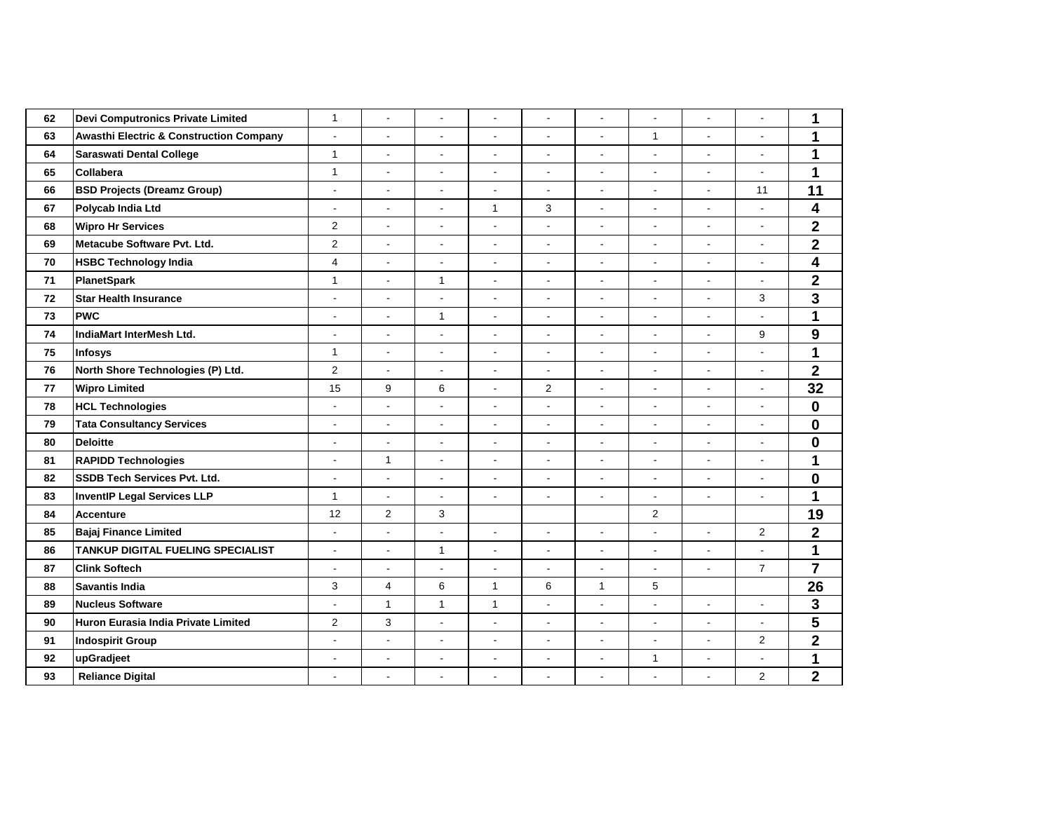| | | | | | | | | | | | |
|---|---|---|---|---|---|---|---|---|---|---|---|
| 62 | **Devi Computronics Private Limited** | 1 | - | - | - | - | - | - | - | - | **1** |
| 63 | **Awasthi Electric & Construction Company** | - | - | - | - | - | - | 1 | - | - | **1** |
| 64 | **Saraswati Dental College** | 1 | - | - | - | - | - | - | - | - | **1** |
| 65 | **Collabera** | 1 | - | - | - | - | - | - | - | - | **1** |
| 66 | **BSD Projects (Dreamz Group)** | - | - | - | - | - | - | - | - | 11 | **11** |
| 67 | **Polycab India Ltd** | - | - | - | 1 | 3 | - | - | - | - | **4** |
| 68 | **Wipro Hr Services** | 2 | - | - | - | - | - | - | - | - | **2** |
| 69 | **Metacube Software Pvt. Ltd.** | 2 | - | - | - | - | - | - | - | - | **2** |
| 70 | **HSBC Technology India** | 4 | - | - | - | - | - | - | - | - | **4** |
| 71 | **PlanetSpark** | 1 | - | 1 | - | - | - | - | - | - | **2** |
| 72 | **Star Health Insurance** | - | - | - | - | - | - | - | - | 3 | **3** |
| 73 | **PWC** | - | - | 1 | - | - | - | - | - | - | **1** |
| 74 | **IndiaMart InterMesh Ltd.** | - | - | - | - | - | - | - | - | 9 | **9** |
| 75 | **Infosys** | 1 | - | - | - | - | - | - | - | - | **1** |
| 76 | **North Shore Technologies (P) Ltd.** | 2 | - | - | - | - | - | - | - | - | **2** |
| 77 | **Wipro Limited** | 15 | 9 | 6 | - | 2 | - | - | - | - | **32** |
| 78 | **HCL Technologies** | - | - | - | - | - | - | - | - | - | **0** |
| 79 | **Tata Consultancy Services** | - | - | - | - | - | - | - | - | - | **0** |
| 80 | **Deloitte** | - | - | - | - | - | - | - | - | - | **0** |
| 81 | **RAPIDD Technologies** | - | 1 | - | - | - | - | - | - | - | **1** |
| 82 | **SSDB Tech Services Pvt. Ltd.** | - | - | - | - | - | - | - | - | - | **0** |
| 83 | **InventIP Legal Services LLP** | 1 | - | - | - | - | - | - | - | - | **1** |
| 84 | **Accenture** | 12 | 2 | 3 | | | | 2 | | | **19** |
| 85 | **Bajaj Finance Limited** | - | - | - | - | - | - | - | - | 2 | **2** |
| 86 | **TANKUP DIGITAL FUELING SPECIALIST** | - | - | 1 | - | - | - | - | - | - | **1** |
| 87 | **Clink Softech** | - | - | - | - | - | - | - | - | 7 | **7** |
| 88 | **Savantis India** | 3 | 4 | 6 | 1 | 6 | 1 | 5 | | | **26** |
| 89 | **Nucleus Software** | - | 1 | 1 | 1 | - | - | - | - | - | **3** |
| 90 | **Huron Eurasia India Private Limited** | 2 | 3 | - | - | - | - | - | - | - | **5** |
| 91 | **Indospirit Group** | - | - | - | - | - | - | - | - | 2 | **2** |
| 92 | **upGradjeet** | - | - | - | - | - | - | 1 | - | - | **1** |
| 93 | **Reliance Digital** | - | - | - | - | - | - | - | - | 2 | **2** |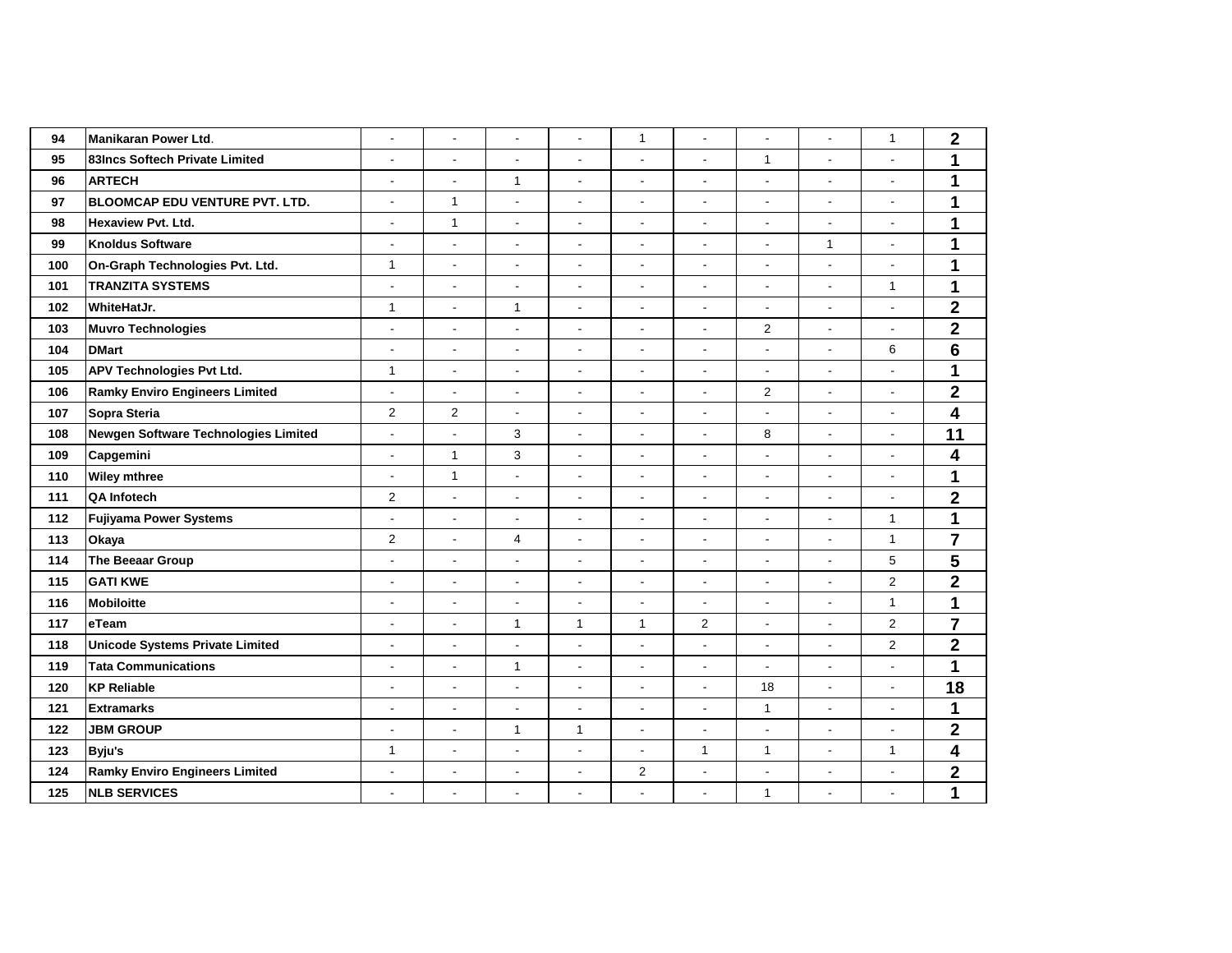| | | | | | | | | | | | |
|---|---|---|---|---|---|---|---|---|---|---|---|
| 94 | **Manikaran Power Ltd**. | - | - | - | - | 1 | - | - | - | 1 | **2** |
| 95 | **83Incs Softech Private Limited** | - | - | - | - | - | - | 1 | - | - | **1** |
| 96 | **ARTECH** | - | - | 1 | - | - | - | - | - | - | **1** |
| 97 | **BLOOMCAP EDU VENTURE PVT. LTD.** | - | 1 | - | - | - | - | - | - | - | **1** |
| 98 | **Hexaview Pvt. Ltd.** | - | 1 | - | - | - | - | - | - | - | **1** |
| 99 | **Knoldus Software** | - | - | - | - | - | - | - | 1 | - | **1** |
| 100 | **On-Graph Technologies Pvt. Ltd.** | 1 | - | - | - | - | - | - | - | - | **1** |
| 101 | **TRANZITA SYSTEMS** | - | - | - | - | - | - | - | - | 1 | **1** |
| 102 | **WhiteHatJr.** | 1 | - | 1 | - | - | - | - | - | - | **2** |
| 103 | **Muvro Technologies** | - | - | - | - | - | - | 2 | - | - | **2** |
| 104 | **DMart** | - | - | - | - | - | - | - | - | 6 | **6** |
| 105 | **APV Technologies Pvt Ltd.** | 1 | - | - | - | - | - | - | - | - | **1** |
| 106 | **Ramky Enviro Engineers Limited** | - | - | - | - | - | - | 2 | - | - | **2** |
| 107 | **Sopra Steria** | 2 | 2 | - | - | - | - | - | - | - | **4** |
| 108 | **Newgen Software Technologies Limited** | - | - | 3 | - | - | - | 8 | - | - | **11** |
| 109 | **Capgemini** | - | 1 | 3 | - | - | - | - | - | - | **4** |
| 110 | **Wiley mthree** | - | 1 | - | - | - | - | - | - | - | **1** |
| 111 | **QA Infotech** | 2 | - | - | - | - | - | - | - | - | **2** |
| 112 | **Fujiyama Power Systems** | - | - | - | - | - | - | - | - | 1 | **1** |
| 113 | **Okaya** | 2 | - | 4 | - | - | - | - | - | 1 | **7** |
| 114 | **The Beeaar Group** | - | - | - | - | - | - | - | - | 5 | **5** |
| 115 | **GATI KWE** | - | - | - | - | - | - | - | - | 2 | **2** |
| 116 | **Mobiloitte** | - | - | - | - | - | - | - | - | 1 | **1** |
| 117 | **eTeam** | - | - | 1 | 1 | 1 | 2 | - | - | 2 | **7** |
| 118 | **Unicode Systems Private Limited** | - | - | - | - | - | - | - | - | 2 | **2** |
| 119 | **Tata Communications** | - | - | 1 | - | - | - | - | - | - | **1** |
| 120 | **KP Reliable** | - | - | - | - | - | - | 18 | - | - | **18** |
| 121 | **Extramarks** | - | - | - | - | - | - | 1 | - | - | **1** |
| 122 | **JBM GROUP** | - | - | 1 | 1 | - | - | - | - | - | **2** |
| 123 | **Byju's** | 1 | - | - | - | - | 1 | 1 | - | 1 | **4** |
| 124 | **Ramky Enviro Engineers Limited** | - | - | - | - | 2 | - | - | - | - | **2** |
| 125 | **NLB SERVICES** | - | - | - | - | - | - | 1 | - | - | **1** |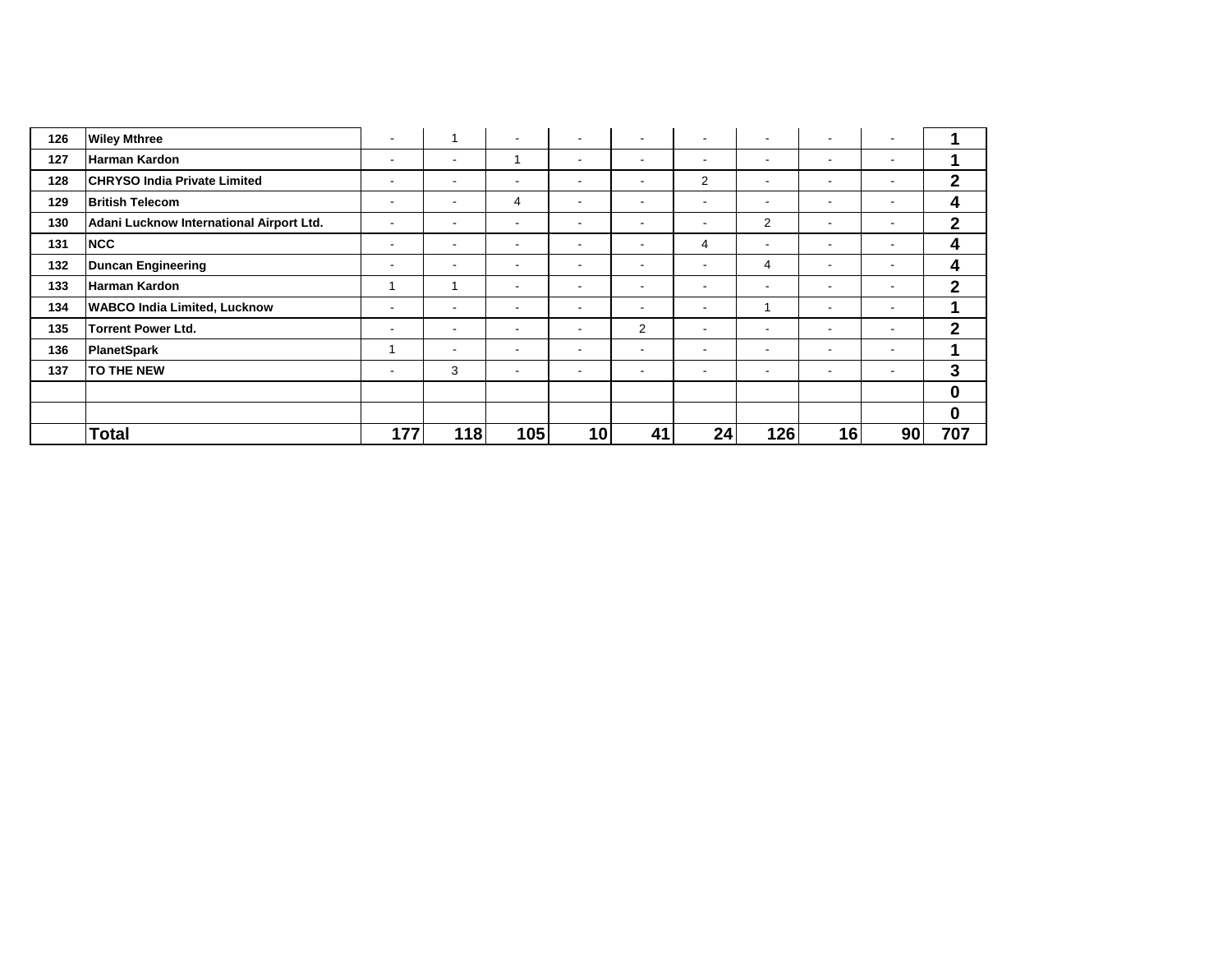| | | | | | | | | | | | |
|---|---|---|---|---|---|---|---|---|---|---|---|
| 126 | **Wiley Mthree** | - | 1 | - | - | - | - | - | - | - | **1** |
| 127 | **Harman Kardon** | - | - | 1 | - | - | - | - | - | - | **1** |
| 128 | **CHRYSO India Private Limited** | - | - | - | - | - | 2 | - | - | - | **2** |
| 129 | **British Telecom** | - | - | 4 | - | - | - | - | - | - | **4** |
| 130 | **Adani Lucknow International Airport Ltd.** | - | - | - | - | - | - | 2 | - | - | **2** |
| 131 | **NCC** | - | - | - | - | - | 4 | - | - | - | **4** |
| 132 | **Duncan Engineering** | - | - | - | - | - | - | 4 | - | - | **4** |
| 133 | **Harman Kardon** | 1 | 1 | - | - | - | - | - | - | - | **2** |
| 134 | **WABCO India Limited, Lucknow** | - | - | - | - | - | - | 1 | - | - | **1** |
| 135 | **Torrent Power Ltd.** | - | - | - | - | 2 | - | - | - | - | **2** |
| 136 | **PlanetSpark** | 1 | - | - | - | - | - | - | - | - | **1** |
| 137 | **TO THE NEW** | - | 3 | - | - | - | - | - | - | - | **3** |
| | | | | | | | | | | | **0** |
| | | | | | | | | | | | **0** |
| | **Total** | **177** | **118** | **105** | **10** | **41** | **24** | **126** | **16** | **90** | **707** |